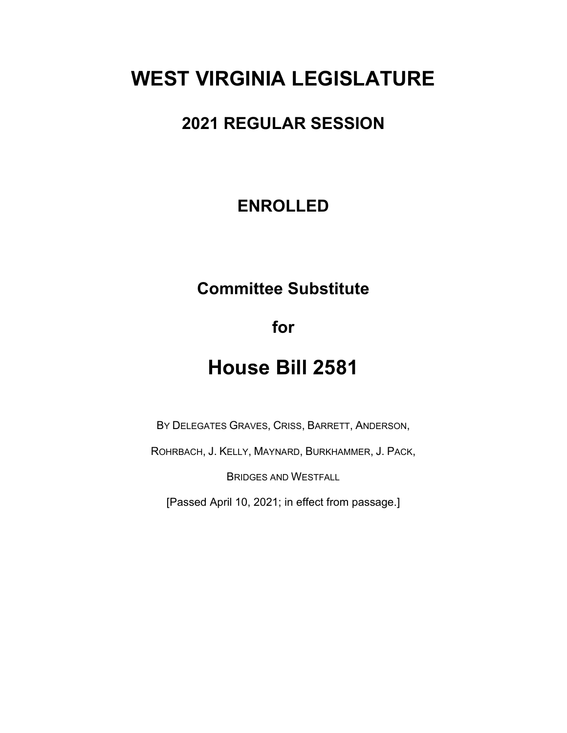# WEST VIRGINIA LEGISLATURE

## 2021 REGULAR SESSION

## ENROLLED

## Committee Substitute

## for

# House Bill 2581

BY DELEGATES GRAVES, CRISS, BARRETT, ANDERSON,

ROHRBACH, J. KELLY, MAYNARD, BURKHAMMER, J. PACK,

BRIDGES AND WESTFALL

[Passed April 10, 2021; in effect from passage.]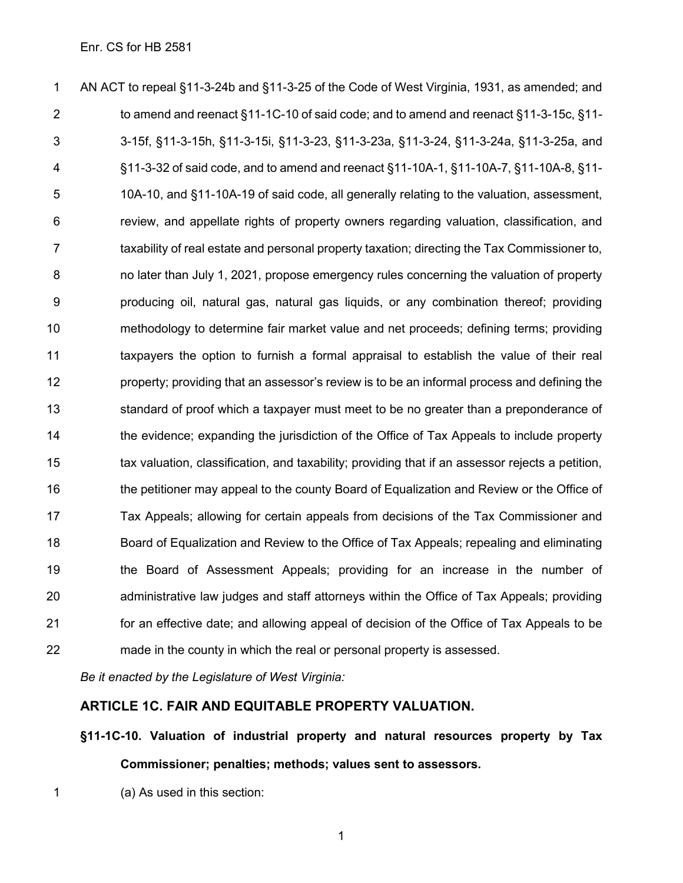AN ACT to repeal §11-3-24b and §11-3-25 of the Code of West Virginia, 1931, as amended; and to amend and reenact §11-1C-10 of said code; and to amend and reenact §11-3-15c, §11-3-15f, §11-3-15h, §11-3-15i, §11-3-23, §11-3-23a, §11-3-24, §11-3-24a, §11-3-25a, and §11-3-32 of said code, and to amend and reenact §11-10A-1, §11-10A-7, §11-10A-8, §11-10A-10, and §11-10A-19 of said code, all generally relating to the valuation, assessment, review, and appellate rights of property owners regarding valuation, classification, and taxability of real estate and personal property taxation; directing the Tax Commissioner to, no later than July 1, 2021, propose emergency rules concerning the valuation of property producing oil, natural gas, natural gas liquids, or any combination thereof; providing methodology to determine fair market value and net proceeds; defining terms; providing taxpayers the option to furnish a formal appraisal to establish the value of their real property; providing that an assessor's review is to be an informal process and defining the standard of proof which a taxpayer must meet to be no greater than a preponderance of the evidence; expanding the jurisdiction of the Office of Tax Appeals to include property tax valuation, classification, and taxability; providing that if an assessor rejects a petition, the petitioner may appeal to the county Board of Equalization and Review or the Office of Tax Appeals; allowing for certain appeals from decisions of the Tax Commissioner and Board of Equalization and Review to the Office of Tax Appeals; repealing and eliminating the Board of Assessment Appeals; providing for an increase in the number of administrative law judges and staff attorneys within the Office of Tax Appeals; providing for an effective date; and allowing appeal of decision of the Office of Tax Appeals to be made in the county in which the real or personal property is assessed.

*Be it enacted by the Legislature of West Virginia:*

## ARTICLE 1C. FAIR AND EQUITABLE PROPERTY VALUATION.

### §11-1C-10. Valuation of industrial property and natural resources property by Tax Commissioner; penalties; methods; values sent to assessors.

(a) As used in this section: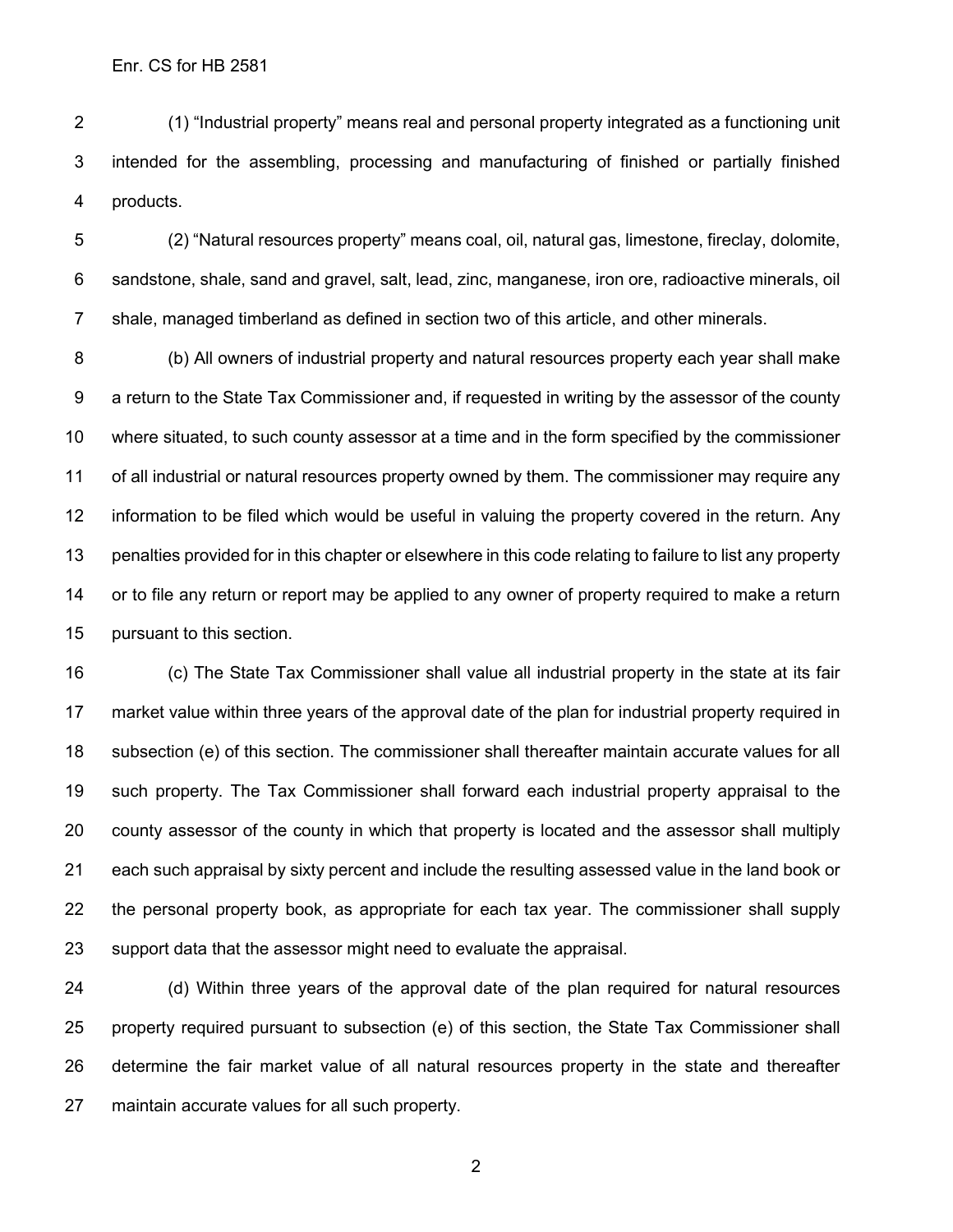(1) "Industrial property" means real and personal property integrated as a functioning unit intended for the assembling, processing and manufacturing of finished or partially finished products.

(2) "Natural resources property" means coal, oil, natural gas, limestone, fireclay, dolomite, sandstone, shale, sand and gravel, salt, lead, zinc, manganese, iron ore, radioactive minerals, oil shale, managed timberland as defined in section two of this article, and other minerals.

(b) All owners of industrial property and natural resources property each year shall make a return to the State Tax Commissioner and, if requested in writing by the assessor of the county where situated, to such county assessor at a time and in the form specified by the commissioner of all industrial or natural resources property owned by them. The commissioner may require any information to be filed which would be useful in valuing the property covered in the return. Any penalties provided for in this chapter or elsewhere in this code relating to failure to list any property or to file any return or report may be applied to any owner of property required to make a return pursuant to this section.

(c) The State Tax Commissioner shall value all industrial property in the state at its fair market value within three years of the approval date of the plan for industrial property required in subsection (e) of this section. The commissioner shall thereafter maintain accurate values for all such property. The Tax Commissioner shall forward each industrial property appraisal to the county assessor of the county in which that property is located and the assessor shall multiply each such appraisal by sixty percent and include the resulting assessed value in the land book or the personal property book, as appropriate for each tax year. The commissioner shall supply support data that the assessor might need to evaluate the appraisal.

(d) Within three years of the approval date of the plan required for natural resources property required pursuant to subsection (e) of this section, the State Tax Commissioner shall determine the fair market value of all natural resources property in the state and thereafter maintain accurate values for all such property.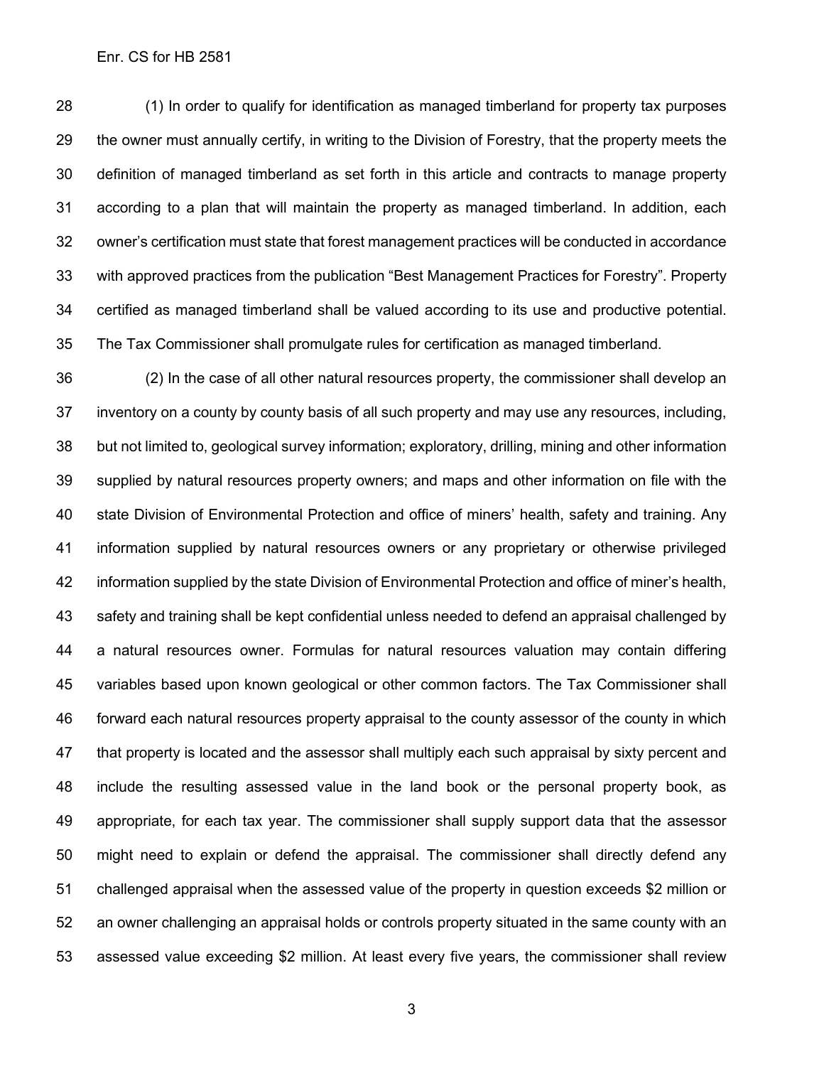(1) In order to qualify for identification as managed timberland for property tax purposes the owner must annually certify, in writing to the Division of Forestry, that the property meets the definition of managed timberland as set forth in this article and contracts to manage property according to a plan that will maintain the property as managed timberland. In addition, each owner's certification must state that forest management practices will be conducted in accordance with approved practices from the publication "Best Management Practices for Forestry". Property certified as managed timberland shall be valued according to its use and productive potential. The Tax Commissioner shall promulgate rules for certification as managed timberland.

(2) In the case of all other natural resources property, the commissioner shall develop an inventory on a county by county basis of all such property and may use any resources, including, but not limited to, geological survey information; exploratory, drilling, mining and other information supplied by natural resources property owners; and maps and other information on file with the state Division of Environmental Protection and office of miners' health, safety and training. Any information supplied by natural resources owners or any proprietary or otherwise privileged information supplied by the state Division of Environmental Protection and office of miner's health, safety and training shall be kept confidential unless needed to defend an appraisal challenged by a natural resources owner. Formulas for natural resources valuation may contain differing variables based upon known geological or other common factors. The Tax Commissioner shall forward each natural resources property appraisal to the county assessor of the county in which that property is located and the assessor shall multiply each such appraisal by sixty percent and include the resulting assessed value in the land book or the personal property book, as appropriate, for each tax year. The commissioner shall supply support data that the assessor might need to explain or defend the appraisal. The commissioner shall directly defend any challenged appraisal when the assessed value of the property in question exceeds $2 million or an owner challenging an appraisal holds or controls property situated in the same county with an assessed value exceeding $2 million. At least every five years, the commissioner shall review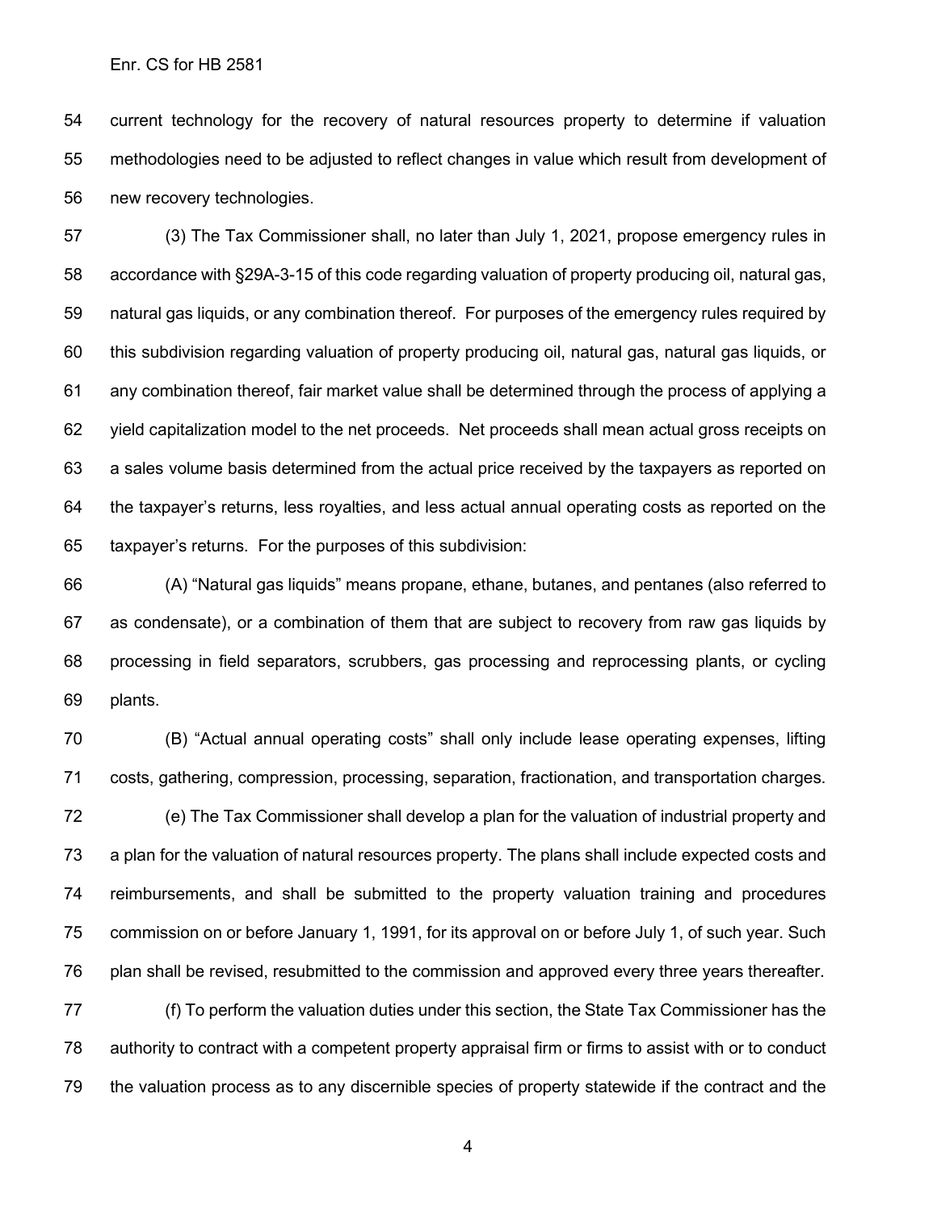current technology for the recovery of natural resources property to determine if valuation methodologies need to be adjusted to reflect changes in value which result from development of new recovery technologies.

(3) The Tax Commissioner shall, no later than July 1, 2021, propose emergency rules in accordance with §29A-3-15 of this code regarding valuation of property producing oil, natural gas, natural gas liquids, or any combination thereof. For purposes of the emergency rules required by this subdivision regarding valuation of property producing oil, natural gas, natural gas liquids, or any combination thereof, fair market value shall be determined through the process of applying a yield capitalization model to the net proceeds. Net proceeds shall mean actual gross receipts on a sales volume basis determined from the actual price received by the taxpayers as reported on the taxpayer's returns, less royalties, and less actual annual operating costs as reported on the taxpayer's returns. For the purposes of this subdivision:

(A) "Natural gas liquids" means propane, ethane, butanes, and pentanes (also referred to as condensate), or a combination of them that are subject to recovery from raw gas liquids by processing in field separators, scrubbers, gas processing and reprocessing plants, or cycling plants.

(B) "Actual annual operating costs" shall only include lease operating expenses, lifting costs, gathering, compression, processing, separation, fractionation, and transportation charges.

(e) The Tax Commissioner shall develop a plan for the valuation of industrial property and a plan for the valuation of natural resources property. The plans shall include expected costs and reimbursements, and shall be submitted to the property valuation training and procedures commission on or before January 1, 1991, for its approval on or before July 1, of such year. Such plan shall be revised, resubmitted to the commission and approved every three years thereafter.

(f) To perform the valuation duties under this section, the State Tax Commissioner has the authority to contract with a competent property appraisal firm or firms to assist with or to conduct the valuation process as to any discernible species of property statewide if the contract and the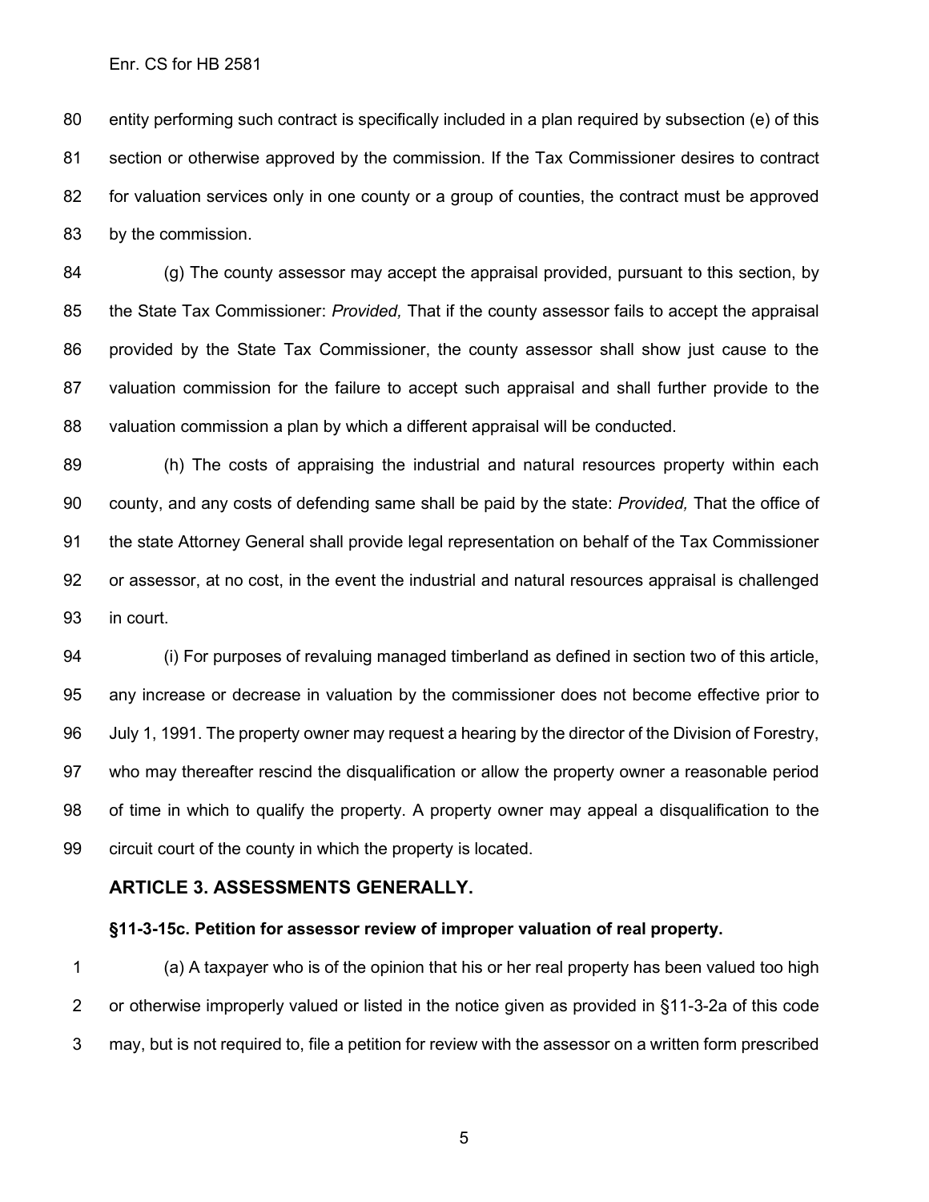entity performing such contract is specifically included in a plan required by subsection (e) of this section or otherwise approved by the commission. If the Tax Commissioner desires to contract for valuation services only in one county or a group of counties, the contract must be approved by the commission.

(g) The county assessor may accept the appraisal provided, pursuant to this section, by the State Tax Commissioner: *Provided,* That if the county assessor fails to accept the appraisal provided by the State Tax Commissioner, the county assessor shall show just cause to the valuation commission for the failure to accept such appraisal and shall further provide to the valuation commission a plan by which a different appraisal will be conducted.

(h) The costs of appraising the industrial and natural resources property within each county, and any costs of defending same shall be paid by the state: *Provided,* That the office of the state Attorney General shall provide legal representation on behalf of the Tax Commissioner or assessor, at no cost, in the event the industrial and natural resources appraisal is challenged in court.

(i) For purposes of revaluing managed timberland as defined in section two of this article, any increase or decrease in valuation by the commissioner does not become effective prior to July 1, 1991. The property owner may request a hearing by the director of the Division of Forestry, who may thereafter rescind the disqualification or allow the property owner a reasonable period of time in which to qualify the property. A property owner may appeal a disqualification to the circuit court of the county in which the property is located.

## ARTICLE 3. ASSESSMENTS GENERALLY.

### §11-3-15c. Petition for assessor review of improper valuation of real property.

(a) A taxpayer who is of the opinion that his or her real property has been valued too high or otherwise improperly valued or listed in the notice given as provided in §11-3-2a of this code may, but is not required to, file a petition for review with the assessor on a written form prescribed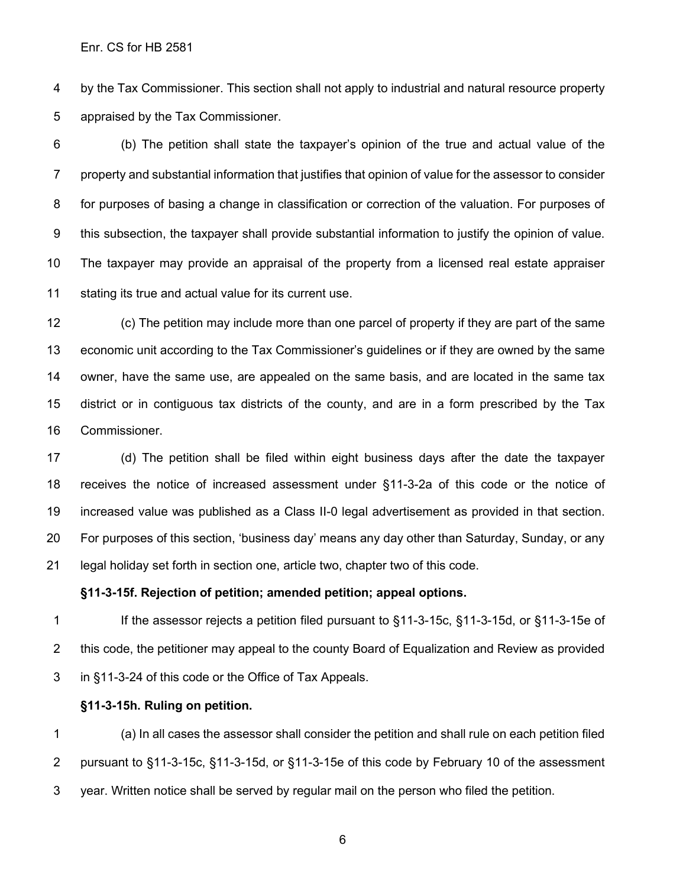by the Tax Commissioner. This section shall not apply to industrial and natural resource property appraised by the Tax Commissioner.

(b) The petition shall state the taxpayer's opinion of the true and actual value of the property and substantial information that justifies that opinion of value for the assessor to consider for purposes of basing a change in classification or correction of the valuation. For purposes of this subsection, the taxpayer shall provide substantial information to justify the opinion of value. The taxpayer may provide an appraisal of the property from a licensed real estate appraiser stating its true and actual value for its current use.

(c) The petition may include more than one parcel of property if they are part of the same economic unit according to the Tax Commissioner's guidelines or if they are owned by the same owner, have the same use, are appealed on the same basis, and are located in the same tax district or in contiguous tax districts of the county, and are in a form prescribed by the Tax Commissioner.

(d) The petition shall be filed within eight business days after the date the taxpayer receives the notice of increased assessment under §11-3-2a of this code or the notice of increased value was published as a Class II-0 legal advertisement as provided in that section. For purposes of this section, 'business day' means any day other than Saturday, Sunday, or any legal holiday set forth in section one, article two, chapter two of this code.

**§11-3-15f. Rejection of petition; amended petition; appeal options.**

If the assessor rejects a petition filed pursuant to §11-3-15c, §11-3-15d, or §11-3-15e of this code, the petitioner may appeal to the county Board of Equalization and Review as provided in §11-3-24 of this code or the Office of Tax Appeals.

**§11-3-15h. Ruling on petition.**

(a) In all cases the assessor shall consider the petition and shall rule on each petition filed pursuant to §11-3-15c, §11-3-15d, or §11-3-15e of this code by February 10 of the assessment year. Written notice shall be served by regular mail on the person who filed the petition.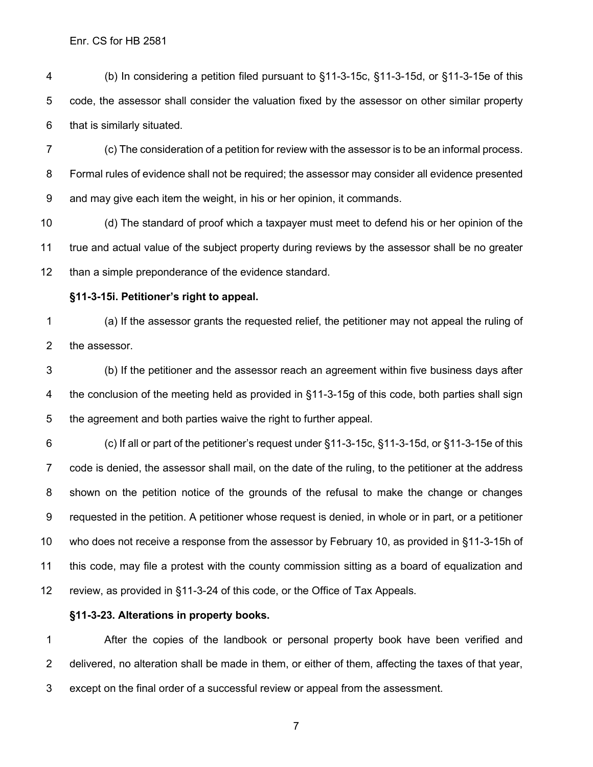(b) In considering a petition filed pursuant to §11-3-15c, §11-3-15d, or §11-3-15e of this code, the assessor shall consider the valuation fixed by the assessor on other similar property that is similarly situated.

(c) The consideration of a petition for review with the assessor is to be an informal process. Formal rules of evidence shall not be required; the assessor may consider all evidence presented and may give each item the weight, in his or her opinion, it commands.

(d) The standard of proof which a taxpayer must meet to defend his or her opinion of the true and actual value of the subject property during reviews by the assessor shall be no greater than a simple preponderance of the evidence standard.

**§11-3-15i. Petitioner's right to appeal.**

(a) If the assessor grants the requested relief, the petitioner may not appeal the ruling of the assessor.

(b) If the petitioner and the assessor reach an agreement within five business days after the conclusion of the meeting held as provided in §11-3-15g of this code, both parties shall sign the agreement and both parties waive the right to further appeal.

(c) If all or part of the petitioner's request under §11-3-15c, §11-3-15d, or §11-3-15e of this code is denied, the assessor shall mail, on the date of the ruling, to the petitioner at the address shown on the petition notice of the grounds of the refusal to make the change or changes requested in the petition. A petitioner whose request is denied, in whole or in part, or a petitioner who does not receive a response from the assessor by February 10, as provided in §11-3-15h of this code, may file a protest with the county commission sitting as a board of equalization and review, as provided in §11-3-24 of this code, or the Office of Tax Appeals.

**§11-3-23. Alterations in property books.**

After the copies of the landbook or personal property book have been verified and delivered, no alteration shall be made in them, or either of them, affecting the taxes of that year, except on the final order of a successful review or appeal from the assessment.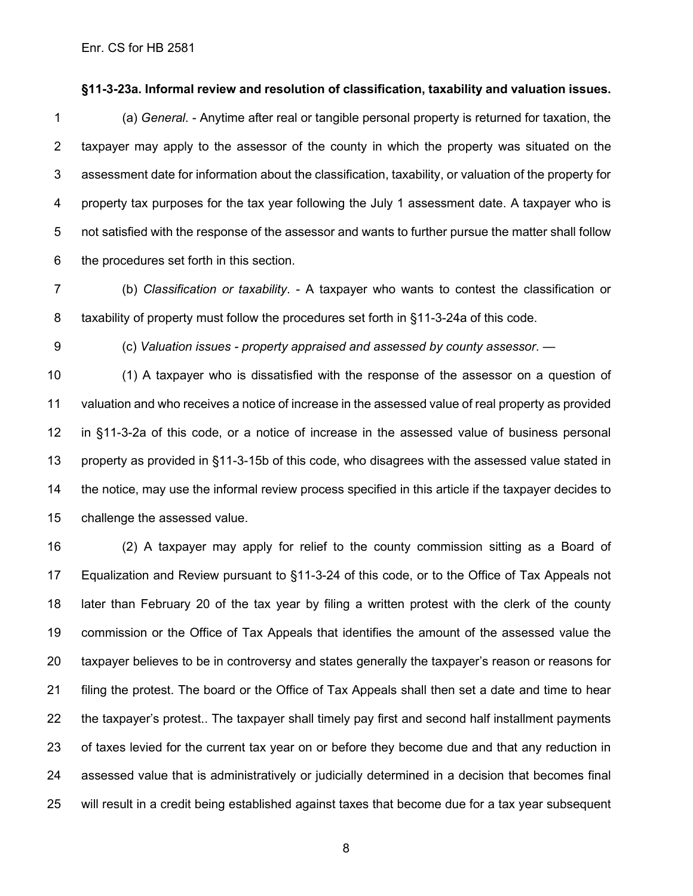**§11-3-23a. Informal review and resolution of classification, taxability and valuation issues.**

(a) *General*. - Anytime after real or tangible personal property is returned for taxation, the taxpayer may apply to the assessor of the county in which the property was situated on the assessment date for information about the classification, taxability, or valuation of the property for property tax purposes for the tax year following the July 1 assessment date. A taxpayer who is not satisfied with the response of the assessor and wants to further pursue the matter shall follow the procedures set forth in this section.

(b) *Classification or taxability*. - A taxpayer who wants to contest the classification or taxability of property must follow the procedures set forth in §11-3-24a of this code.

(c) *Valuation issues - property appraised and assessed by county assessor*. —

(1) A taxpayer who is dissatisfied with the response of the assessor on a question of valuation and who receives a notice of increase in the assessed value of real property as provided in §11-3-2a of this code, or a notice of increase in the assessed value of business personal property as provided in §11-3-15b of this code, who disagrees with the assessed value stated in the notice, may use the informal review process specified in this article if the taxpayer decides to challenge the assessed value.

(2) A taxpayer may apply for relief to the county commission sitting as a Board of Equalization and Review pursuant to §11-3-24 of this code, or to the Office of Tax Appeals not later than February 20 of the tax year by filing a written protest with the clerk of the county commission or the Office of Tax Appeals that identifies the amount of the assessed value the taxpayer believes to be in controversy and states generally the taxpayer's reason or reasons for filing the protest. The board or the Office of Tax Appeals shall then set a date and time to hear the taxpayer's protest.. The taxpayer shall timely pay first and second half installment payments of taxes levied for the current tax year on or before they become due and that any reduction in assessed value that is administratively or judicially determined in a decision that becomes final will result in a credit being established against taxes that become due for a tax year subsequent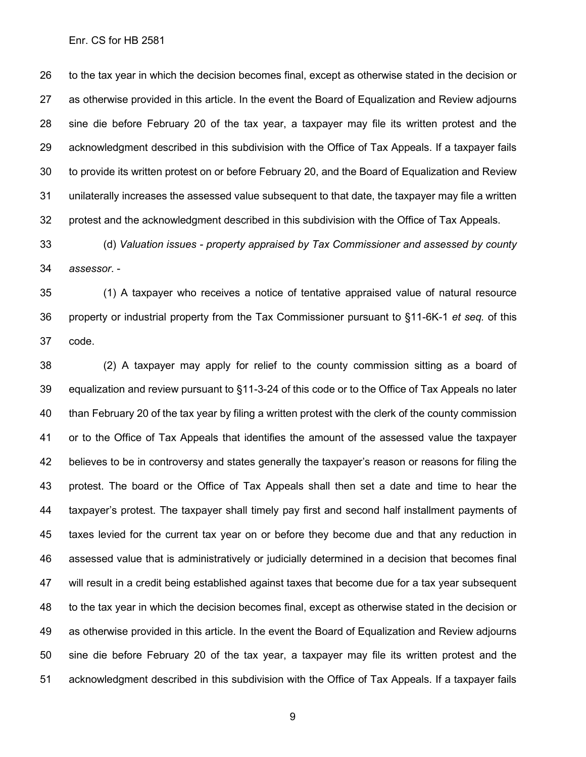to the tax year in which the decision becomes final, except as otherwise stated in the decision or as otherwise provided in this article. In the event the Board of Equalization and Review adjourns sine die before February 20 of the tax year, a taxpayer may file its written protest and the acknowledgment described in this subdivision with the Office of Tax Appeals. If a taxpayer fails to provide its written protest on or before February 20, and the Board of Equalization and Review unilaterally increases the assessed value subsequent to that date, the taxpayer may file a written protest and the acknowledgment described in this subdivision with the Office of Tax Appeals.

(d) *Valuation issues - property appraised by Tax Commissioner and assessed by county assessor.* -

(1) A taxpayer who receives a notice of tentative appraised value of natural resource property or industrial property from the Tax Commissioner pursuant to §11-6K-1 *et seq.* of this code.

(2) A taxpayer may apply for relief to the county commission sitting as a board of equalization and review pursuant to §11-3-24 of this code or to the Office of Tax Appeals no later than February 20 of the tax year by filing a written protest with the clerk of the county commission or to the Office of Tax Appeals that identifies the amount of the assessed value the taxpayer believes to be in controversy and states generally the taxpayer's reason or reasons for filing the protest. The board or the Office of Tax Appeals shall then set a date and time to hear the taxpayer's protest. The taxpayer shall timely pay first and second half installment payments of taxes levied for the current tax year on or before they become due and that any reduction in assessed value that is administratively or judicially determined in a decision that becomes final will result in a credit being established against taxes that become due for a tax year subsequent to the tax year in which the decision becomes final, except as otherwise stated in the decision or as otherwise provided in this article. In the event the Board of Equalization and Review adjourns sine die before February 20 of the tax year, a taxpayer may file its written protest and the acknowledgment described in this subdivision with the Office of Tax Appeals. If a taxpayer fails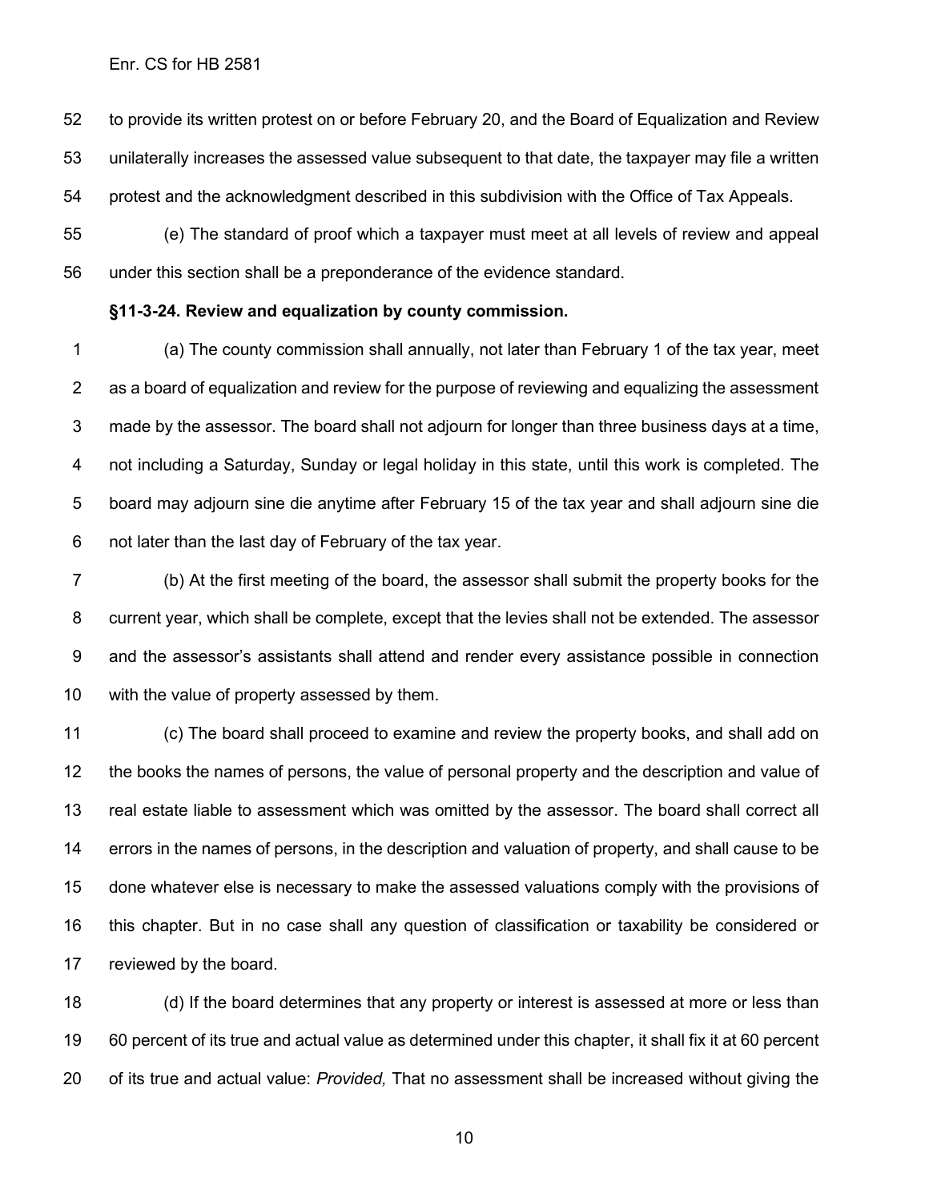to provide its written protest on or before February 20, and the Board of Equalization and Review unilaterally increases the assessed value subsequent to that date, the taxpayer may file a written protest and the acknowledgment described in this subdivision with the Office of Tax Appeals.

(e) The standard of proof which a taxpayer must meet at all levels of review and appeal under this section shall be a preponderance of the evidence standard.

**§11-3-24. Review and equalization by county commission.**

(a) The county commission shall annually, not later than February 1 of the tax year, meet as a board of equalization and review for the purpose of reviewing and equalizing the assessment made by the assessor. The board shall not adjourn for longer than three business days at a time, not including a Saturday, Sunday or legal holiday in this state, until this work is completed. The board may adjourn sine die anytime after February 15 of the tax year and shall adjourn sine die not later than the last day of February of the tax year.

(b) At the first meeting of the board, the assessor shall submit the property books for the current year, which shall be complete, except that the levies shall not be extended. The assessor and the assessor's assistants shall attend and render every assistance possible in connection with the value of property assessed by them.

(c) The board shall proceed to examine and review the property books, and shall add on the books the names of persons, the value of personal property and the description and value of real estate liable to assessment which was omitted by the assessor. The board shall correct all errors in the names of persons, in the description and valuation of property, and shall cause to be done whatever else is necessary to make the assessed valuations comply with the provisions of this chapter. But in no case shall any question of classification or taxability be considered or reviewed by the board.

(d) If the board determines that any property or interest is assessed at more or less than 60 percent of its true and actual value as determined under this chapter, it shall fix it at 60 percent of its true and actual value: *Provided,* That no assessment shall be increased without giving the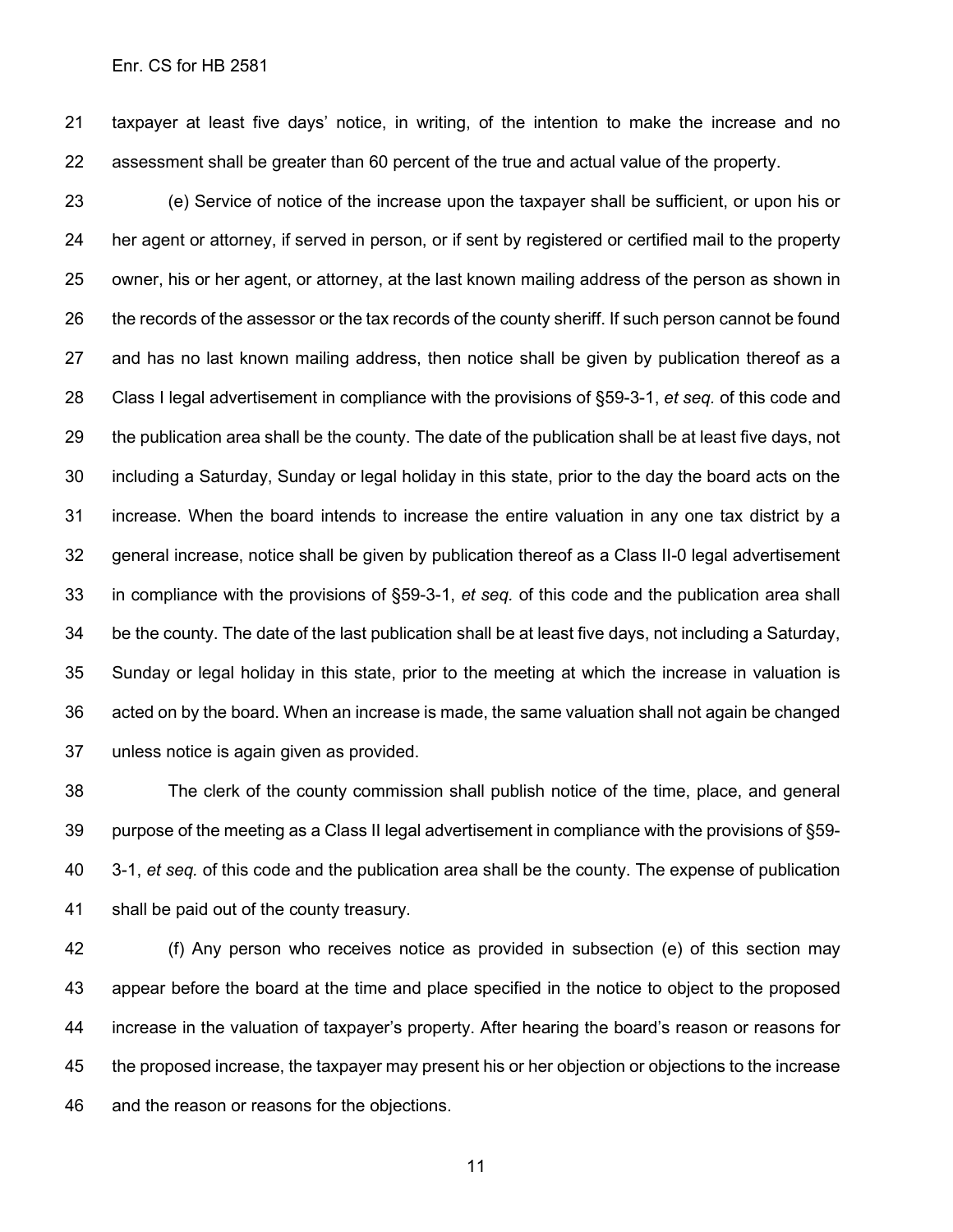taxpayer at least five days' notice, in writing, of the intention to make the increase and no assessment shall be greater than 60 percent of the true and actual value of the property.

(e) Service of notice of the increase upon the taxpayer shall be sufficient, or upon his or her agent or attorney, if served in person, or if sent by registered or certified mail to the property owner, his or her agent, or attorney, at the last known mailing address of the person as shown in the records of the assessor or the tax records of the county sheriff. If such person cannot be found and has no last known mailing address, then notice shall be given by publication thereof as a Class I legal advertisement in compliance with the provisions of §59-3-1, *et seq.* of this code and the publication area shall be the county. The date of the publication shall be at least five days, not including a Saturday, Sunday or legal holiday in this state, prior to the day the board acts on the increase. When the board intends to increase the entire valuation in any one tax district by a general increase, notice shall be given by publication thereof as a Class II-0 legal advertisement in compliance with the provisions of §59-3-1, *et seq.* of this code and the publication area shall be the county. The date of the last publication shall be at least five days, not including a Saturday, Sunday or legal holiday in this state, prior to the meeting at which the increase in valuation is acted on by the board. When an increase is made, the same valuation shall not again be changed unless notice is again given as provided.

The clerk of the county commission shall publish notice of the time, place, and general purpose of the meeting as a Class II legal advertisement in compliance with the provisions of §59-3-1, *et seq.* of this code and the publication area shall be the county. The expense of publication shall be paid out of the county treasury.

(f) Any person who receives notice as provided in subsection (e) of this section may appear before the board at the time and place specified in the notice to object to the proposed increase in the valuation of taxpayer's property. After hearing the board's reason or reasons for the proposed increase, the taxpayer may present his or her objection or objections to the increase and the reason or reasons for the objections.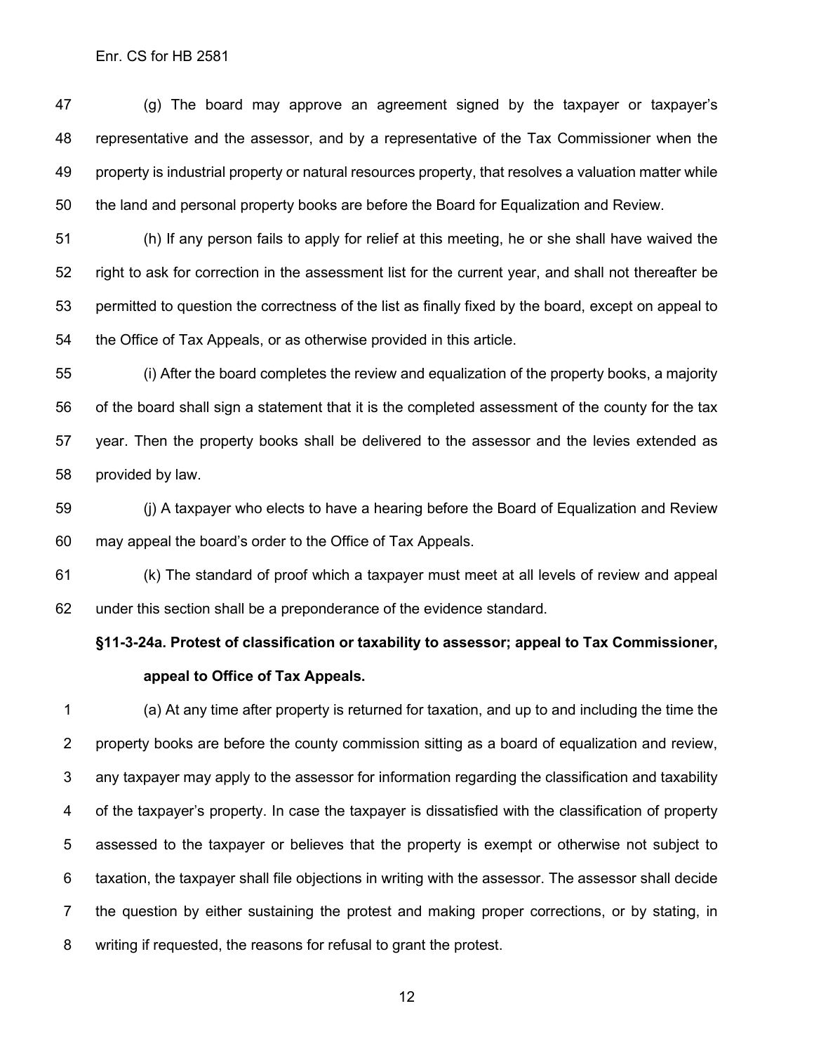(g) The board may approve an agreement signed by the taxpayer or taxpayer's representative and the assessor, and by a representative of the Tax Commissioner when the property is industrial property or natural resources property, that resolves a valuation matter while the land and personal property books are before the Board for Equalization and Review.

(h) If any person fails to apply for relief at this meeting, he or she shall have waived the right to ask for correction in the assessment list for the current year, and shall not thereafter be permitted to question the correctness of the list as finally fixed by the board, except on appeal to the Office of Tax Appeals, or as otherwise provided in this article.

(i) After the board completes the review and equalization of the property books, a majority of the board shall sign a statement that it is the completed assessment of the county for the tax year. Then the property books shall be delivered to the assessor and the levies extended as provided by law.

(j) A taxpayer who elects to have a hearing before the Board of Equalization and Review may appeal the board's order to the Office of Tax Appeals.

(k) The standard of proof which a taxpayer must meet at all levels of review and appeal under this section shall be a preponderance of the evidence standard.

**§11-3-24a. Protest of classification or taxability to assessor; appeal to Tax Commissioner, appeal to Office of Tax Appeals.**

(a) At any time after property is returned for taxation, and up to and including the time the property books are before the county commission sitting as a board of equalization and review, any taxpayer may apply to the assessor for information regarding the classification and taxability of the taxpayer's property. In case the taxpayer is dissatisfied with the classification of property assessed to the taxpayer or believes that the property is exempt or otherwise not subject to taxation, the taxpayer shall file objections in writing with the assessor. The assessor shall decide the question by either sustaining the protest and making proper corrections, or by stating, in writing if requested, the reasons for refusal to grant the protest.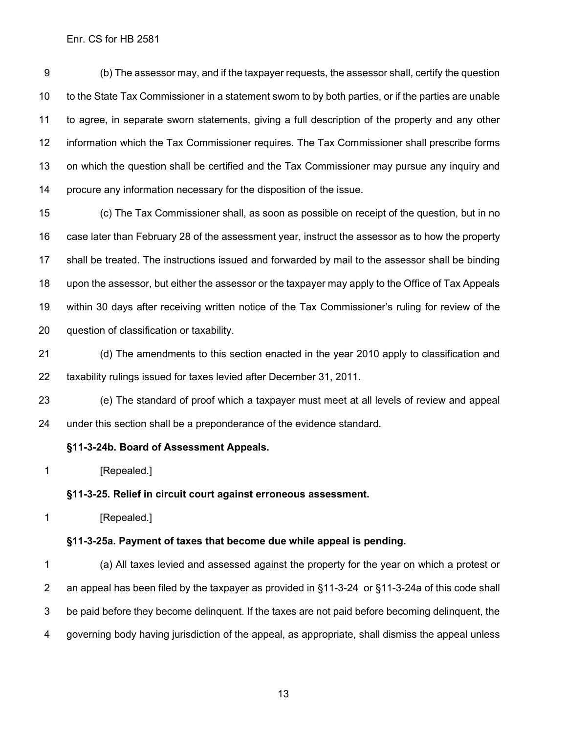(b) The assessor may, and if the taxpayer requests, the assessor shall, certify the question to the State Tax Commissioner in a statement sworn to by both parties, or if the parties are unable to agree, in separate sworn statements, giving a full description of the property and any other information which the Tax Commissioner requires. The Tax Commissioner shall prescribe forms on which the question shall be certified and the Tax Commissioner may pursue any inquiry and procure any information necessary for the disposition of the issue.

(c) The Tax Commissioner shall, as soon as possible on receipt of the question, but in no case later than February 28 of the assessment year, instruct the assessor as to how the property shall be treated. The instructions issued and forwarded by mail to the assessor shall be binding upon the assessor, but either the assessor or the taxpayer may apply to the Office of Tax Appeals within 30 days after receiving written notice of the Tax Commissioner's ruling for review of the question of classification or taxability.

(d) The amendments to this section enacted in the year 2010 apply to classification and taxability rulings issued for taxes levied after December 31, 2011.

(e) The standard of proof which a taxpayer must meet at all levels of review and appeal under this section shall be a preponderance of the evidence standard.

**§11-3-24b. Board of Assessment Appeals.**

[Repealed.]

**§11-3-25. Relief in circuit court against erroneous assessment.**

[Repealed.]

**§11-3-25a. Payment of taxes that become due while appeal is pending.**

(a) All taxes levied and assessed against the property for the year on which a protest or an appeal has been filed by the taxpayer as provided in §11-3-24 or §11-3-24a of this code shall be paid before they become delinquent. If the taxes are not paid before becoming delinquent, the governing body having jurisdiction of the appeal, as appropriate, shall dismiss the appeal unless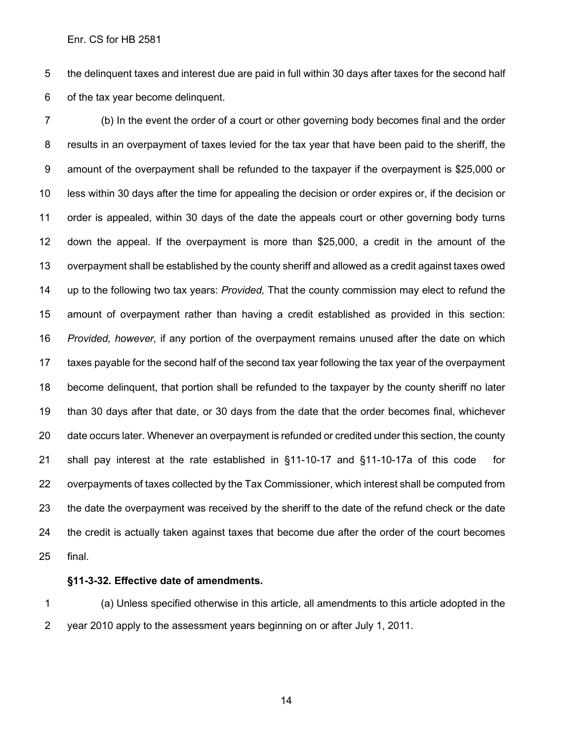the delinquent taxes and interest due are paid in full within 30 days after taxes for the second half of the tax year become delinquent.

(b) In the event the order of a court or other governing body becomes final and the order results in an overpayment of taxes levied for the tax year that have been paid to the sheriff, the amount of the overpayment shall be refunded to the taxpayer if the overpayment is $25,000 or less within 30 days after the time for appealing the decision or order expires or, if the decision or order is appealed, within 30 days of the date the appeals court or other governing body turns down the appeal. If the overpayment is more than $25,000, a credit in the amount of the overpayment shall be established by the county sheriff and allowed as a credit against taxes owed up to the following two tax years: *Provided,* That the county commission may elect to refund the amount of overpayment rather than having a credit established as provided in this section: *Provided, however,* if any portion of the overpayment remains unused after the date on which taxes payable for the second half of the second tax year following the tax year of the overpayment become delinquent, that portion shall be refunded to the taxpayer by the county sheriff no later than 30 days after that date, or 30 days from the date that the order becomes final, whichever date occurs later. Whenever an overpayment is refunded or credited under this section, the county shall pay interest at the rate established in §11-10-17 and §11-10-17a of this code for overpayments of taxes collected by the Tax Commissioner, which interest shall be computed from the date the overpayment was received by the sheriff to the date of the refund check or the date the credit is actually taken against taxes that become due after the order of the court becomes final.

**§11-3-32. Effective date of amendments.**

(a) Unless specified otherwise in this article, all amendments to this article adopted in the year 2010 apply to the assessment years beginning on or after July 1, 2011.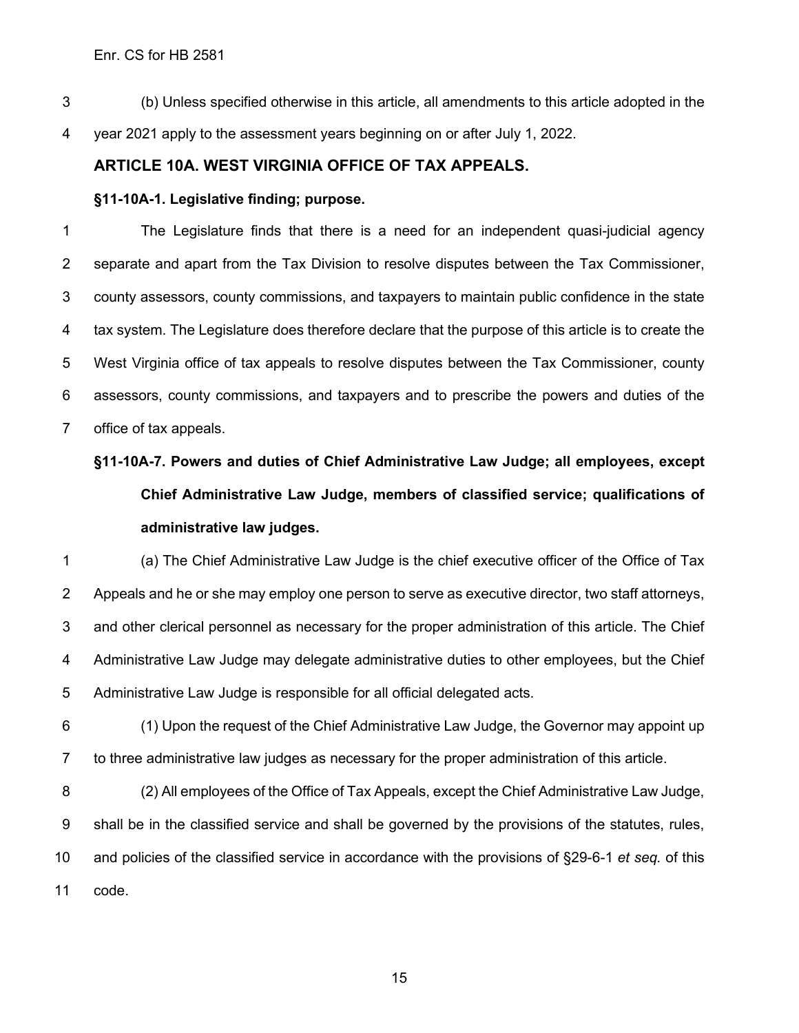(b) Unless specified otherwise in this article, all amendments to this article adopted in the year 2021 apply to the assessment years beginning on or after July 1, 2022.

## ARTICLE 10A. WEST VIRGINIA OFFICE OF TAX APPEALS.

### §11-10A-1. Legislative finding; purpose.

The Legislature finds that there is a need for an independent quasi-judicial agency separate and apart from the Tax Division to resolve disputes between the Tax Commissioner, county assessors, county commissions, and taxpayers to maintain public confidence in the state tax system. The Legislature does therefore declare that the purpose of this article is to create the West Virginia office of tax appeals to resolve disputes between the Tax Commissioner, county assessors, county commissions, and taxpayers and to prescribe the powers and duties of the office of tax appeals.

### §11-10A-7. Powers and duties of Chief Administrative Law Judge; all employees, except Chief Administrative Law Judge, members of classified service; qualifications of administrative law judges.

(a) The Chief Administrative Law Judge is the chief executive officer of the Office of Tax Appeals and he or she may employ one person to serve as executive director, two staff attorneys, and other clerical personnel as necessary for the proper administration of this article. The Chief Administrative Law Judge may delegate administrative duties to other employees, but the Chief Administrative Law Judge is responsible for all official delegated acts.

(1) Upon the request of the Chief Administrative Law Judge, the Governor may appoint up to three administrative law judges as necessary for the proper administration of this article.

(2) All employees of the Office of Tax Appeals, except the Chief Administrative Law Judge, shall be in the classified service and shall be governed by the provisions of the statutes, rules, and policies of the classified service in accordance with the provisions of §29-6-1 *et seq.* of this code.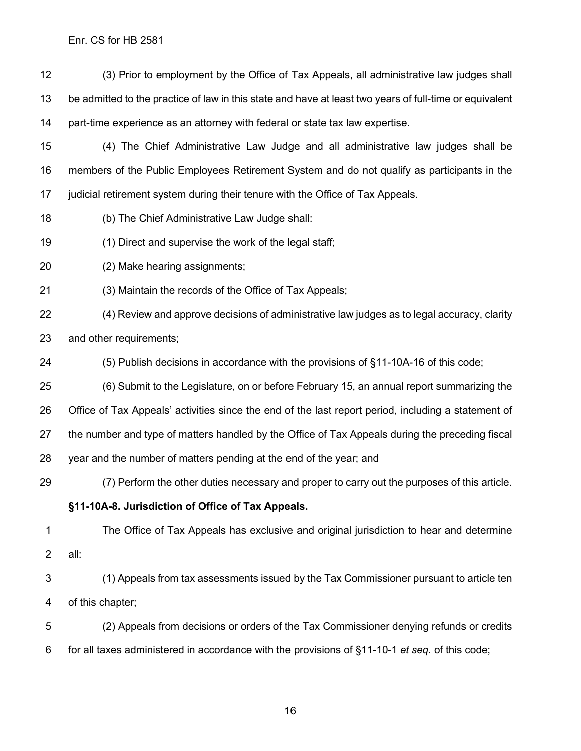(3) Prior to employment by the Office of Tax Appeals, all administrative law judges shall be admitted to the practice of law in this state and have at least two years of full-time or equivalent part-time experience as an attorney with federal or state tax law expertise.

(4) The Chief Administrative Law Judge and all administrative law judges shall be members of the Public Employees Retirement System and do not qualify as participants in the judicial retirement system during their tenure with the Office of Tax Appeals.

(b) The Chief Administrative Law Judge shall:

(1) Direct and supervise the work of the legal staff;

(2) Make hearing assignments;

(3) Maintain the records of the Office of Tax Appeals;

(4) Review and approve decisions of administrative law judges as to legal accuracy, clarity and other requirements;

(5) Publish decisions in accordance with the provisions of §11-10A-16 of this code;

(6) Submit to the Legislature, on or before February 15, an annual report summarizing the Office of Tax Appeals' activities since the end of the last report period, including a statement of the number and type of matters handled by the Office of Tax Appeals during the preceding fiscal year and the number of matters pending at the end of the year; and

(7) Perform the other duties necessary and proper to carry out the purposes of this article.

**§11-10A-8. Jurisdiction of Office of Tax Appeals.**

The Office of Tax Appeals has exclusive and original jurisdiction to hear and determine all:

(1) Appeals from tax assessments issued by the Tax Commissioner pursuant to article ten of this chapter;

(2) Appeals from decisions or orders of the Tax Commissioner denying refunds or credits for all taxes administered in accordance with the provisions of §11-10-1 *et seq.* of this code;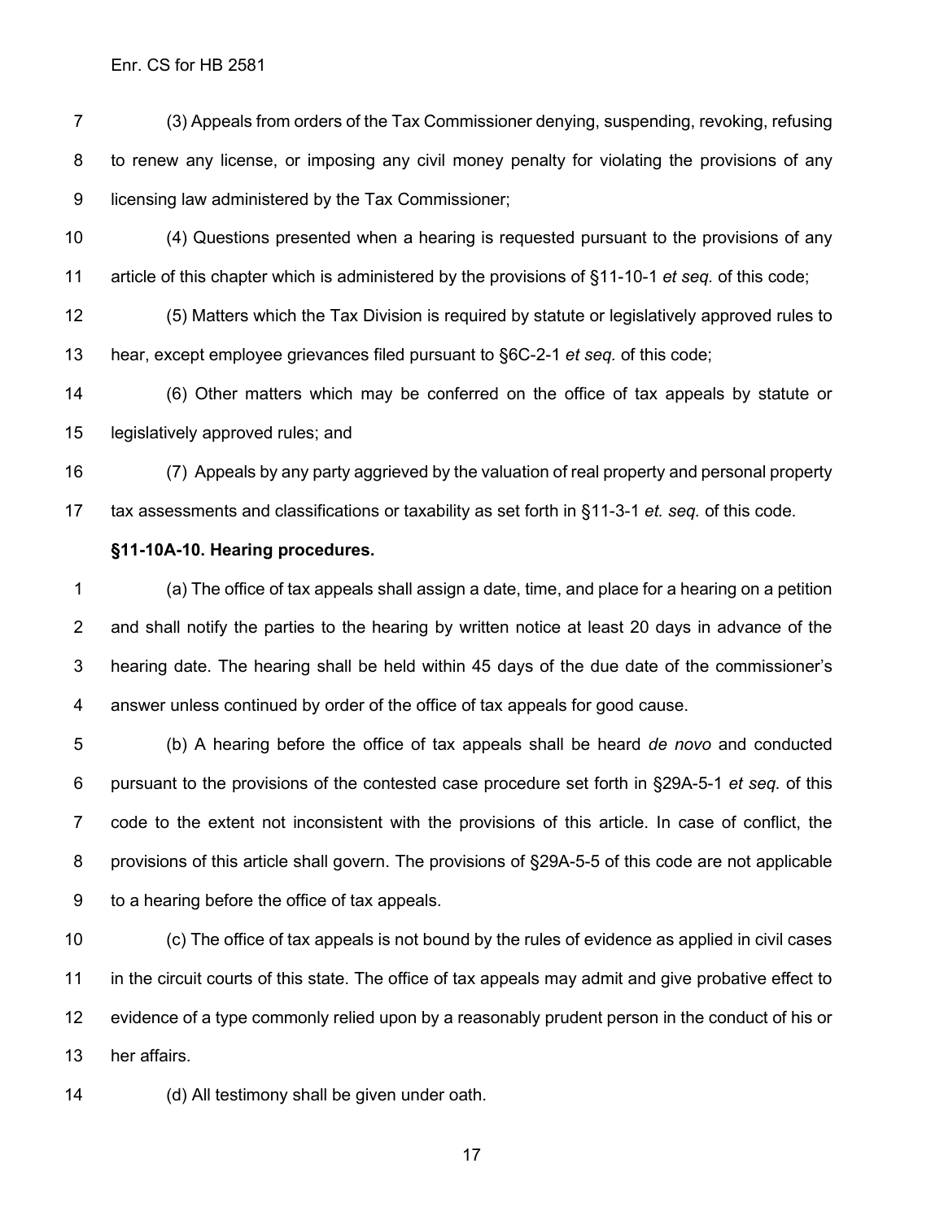(3) Appeals from orders of the Tax Commissioner denying, suspending, revoking, refusing to renew any license, or imposing any civil money penalty for violating the provisions of any licensing law administered by the Tax Commissioner;

(4) Questions presented when a hearing is requested pursuant to the provisions of any article of this chapter which is administered by the provisions of §11-10-1 *et seq.* of this code;

(5) Matters which the Tax Division is required by statute or legislatively approved rules to hear, except employee grievances filed pursuant to §6C-2-1 *et seq.* of this code;

(6) Other matters which may be conferred on the office of tax appeals by statute or legislatively approved rules; and

(7) Appeals by any party aggrieved by the valuation of real property and personal property tax assessments and classifications or taxability as set forth in §11-3-1 *et. seq.* of this code.

**§11-10A-10. Hearing procedures.**

(a) The office of tax appeals shall assign a date, time, and place for a hearing on a petition and shall notify the parties to the hearing by written notice at least 20 days in advance of the hearing date. The hearing shall be held within 45 days of the due date of the commissioner's answer unless continued by order of the office of tax appeals for good cause.

(b) A hearing before the office of tax appeals shall be heard *de novo* and conducted pursuant to the provisions of the contested case procedure set forth in §29A-5-1 *et seq.* of this code to the extent not inconsistent with the provisions of this article. In case of conflict, the provisions of this article shall govern. The provisions of §29A-5-5 of this code are not applicable to a hearing before the office of tax appeals.

(c) The office of tax appeals is not bound by the rules of evidence as applied in civil cases in the circuit courts of this state. The office of tax appeals may admit and give probative effect to evidence of a type commonly relied upon by a reasonably prudent person in the conduct of his or her affairs.

(d) All testimony shall be given under oath.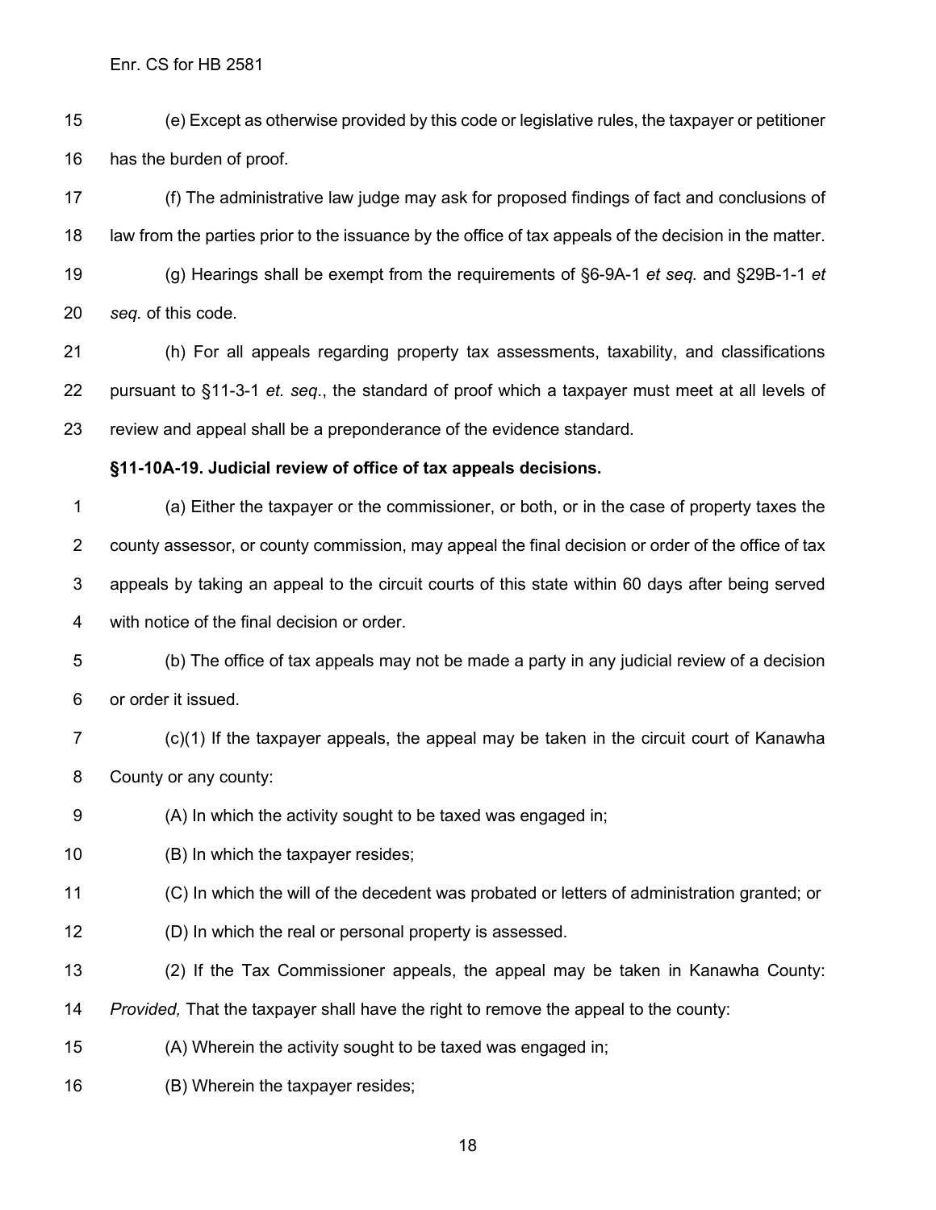(e) Except as otherwise provided by this code or legislative rules, the taxpayer or petitioner has the burden of proof.

(f) The administrative law judge may ask for proposed findings of fact and conclusions of law from the parties prior to the issuance by the office of tax appeals of the decision in the matter.

(g) Hearings shall be exempt from the requirements of §6-9A-1 *et seq.* and §29B-1-1 *et seq.* of this code.

(h) For all appeals regarding property tax assessments, taxability, and classifications pursuant to §11-3-1 *et. seq*., the standard of proof which a taxpayer must meet at all levels of review and appeal shall be a preponderance of the evidence standard.

**§11-10A-19. Judicial review of office of tax appeals decisions.**

(a) Either the taxpayer or the commissioner, or both, or in the case of property taxes the county assessor, or county commission, may appeal the final decision or order of the office of tax appeals by taking an appeal to the circuit courts of this state within 60 days after being served with notice of the final decision or order.

(b) The office of tax appeals may not be made a party in any judicial review of a decision or order it issued.

(c)(1) If the taxpayer appeals, the appeal may be taken in the circuit court of Kanawha County or any county:

(A) In which the activity sought to be taxed was engaged in;

(B) In which the taxpayer resides;

(C) In which the will of the decedent was probated or letters of administration granted; or

(D) In which the real or personal property is assessed.

(2) If the Tax Commissioner appeals, the appeal may be taken in Kanawha County: *Provided,* That the taxpayer shall have the right to remove the appeal to the county:

(A) Wherein the activity sought to be taxed was engaged in;

(B) Wherein the taxpayer resides;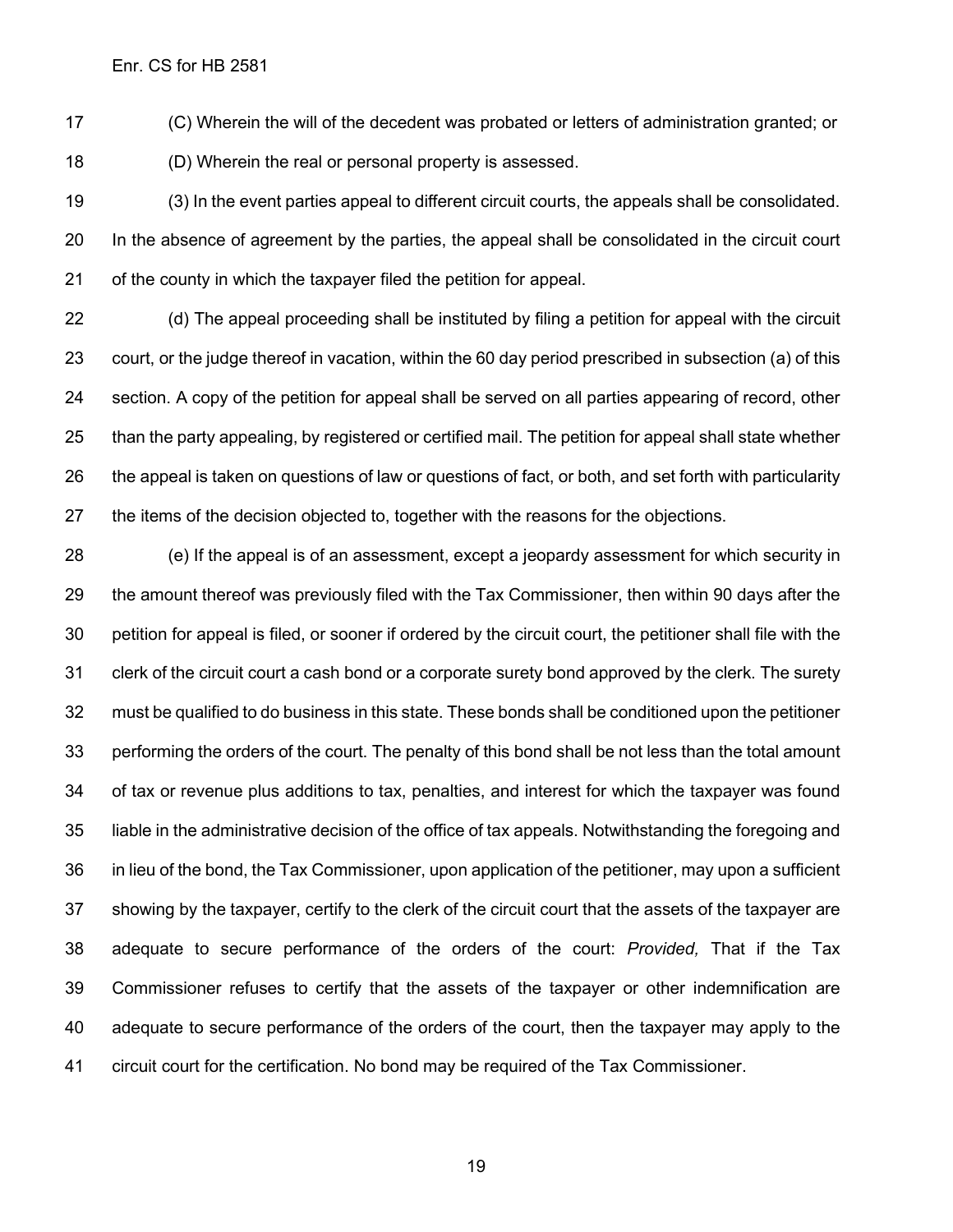(C) Wherein the will of the decedent was probated or letters of administration granted; or

(D) Wherein the real or personal property is assessed.

(3) In the event parties appeal to different circuit courts, the appeals shall be consolidated. In the absence of agreement by the parties, the appeal shall be consolidated in the circuit court of the county in which the taxpayer filed the petition for appeal.

(d) The appeal proceeding shall be instituted by filing a petition for appeal with the circuit court, or the judge thereof in vacation, within the 60 day period prescribed in subsection (a) of this section. A copy of the petition for appeal shall be served on all parties appearing of record, other than the party appealing, by registered or certified mail. The petition for appeal shall state whether the appeal is taken on questions of law or questions of fact, or both, and set forth with particularity the items of the decision objected to, together with the reasons for the objections.

(e) If the appeal is of an assessment, except a jeopardy assessment for which security in the amount thereof was previously filed with the Tax Commissioner, then within 90 days after the petition for appeal is filed, or sooner if ordered by the circuit court, the petitioner shall file with the clerk of the circuit court a cash bond or a corporate surety bond approved by the clerk. The surety must be qualified to do business in this state. These bonds shall be conditioned upon the petitioner performing the orders of the court. The penalty of this bond shall be not less than the total amount of tax or revenue plus additions to tax, penalties, and interest for which the taxpayer was found liable in the administrative decision of the office of tax appeals. Notwithstanding the foregoing and in lieu of the bond, the Tax Commissioner, upon application of the petitioner, may upon a sufficient showing by the taxpayer, certify to the clerk of the circuit court that the assets of the taxpayer are adequate to secure performance of the orders of the court: *Provided,* That if the Tax Commissioner refuses to certify that the assets of the taxpayer or other indemnification are adequate to secure performance of the orders of the court, then the taxpayer may apply to the circuit court for the certification. No bond may be required of the Tax Commissioner.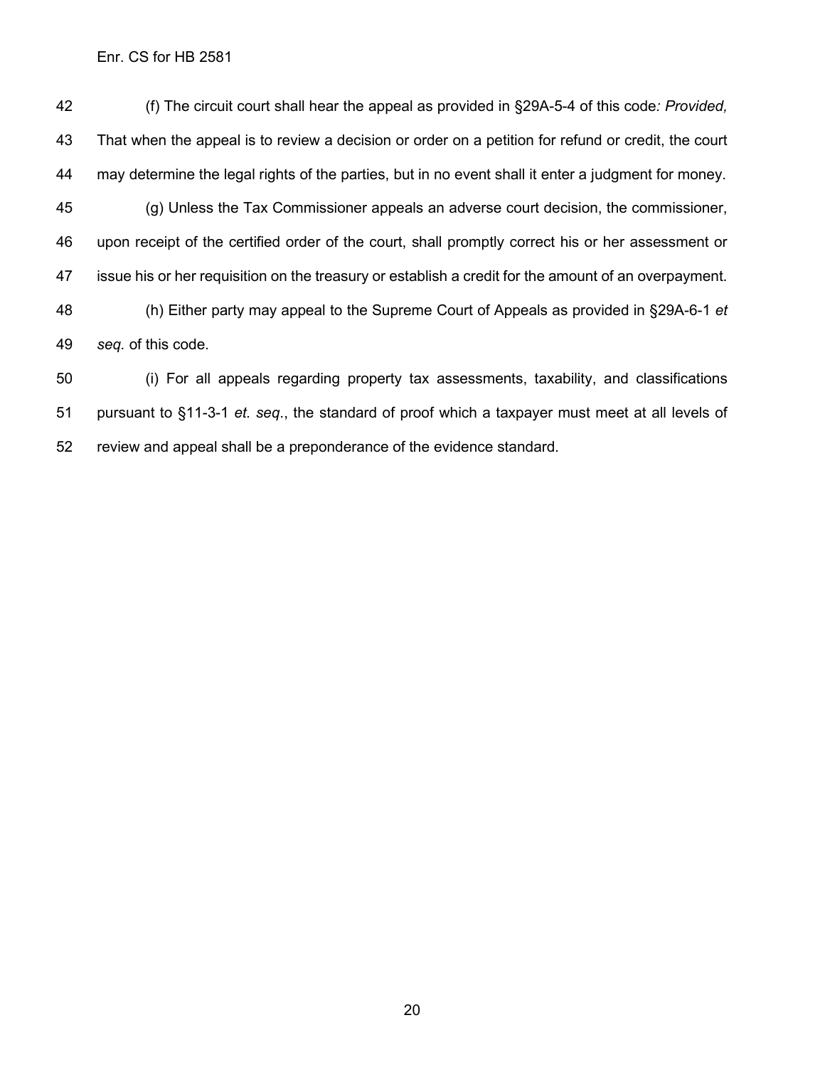(f) The circuit court shall hear the appeal as provided in §29A-5-4 of this code*: Provided,* That when the appeal is to review a decision or order on a petition for refund or credit, the court may determine the legal rights of the parties, but in no event shall it enter a judgment for money.

(g) Unless the Tax Commissioner appeals an adverse court decision, the commissioner, upon receipt of the certified order of the court, shall promptly correct his or her assessment or issue his or her requisition on the treasury or establish a credit for the amount of an overpayment.

(h) Either party may appeal to the Supreme Court of Appeals as provided in §29A-6-1 *et seq.* of this code.

(i) For all appeals regarding property tax assessments, taxability, and classifications pursuant to §11-3-1 *et. seq*., the standard of proof which a taxpayer must meet at all levels of review and appeal shall be a preponderance of the evidence standard.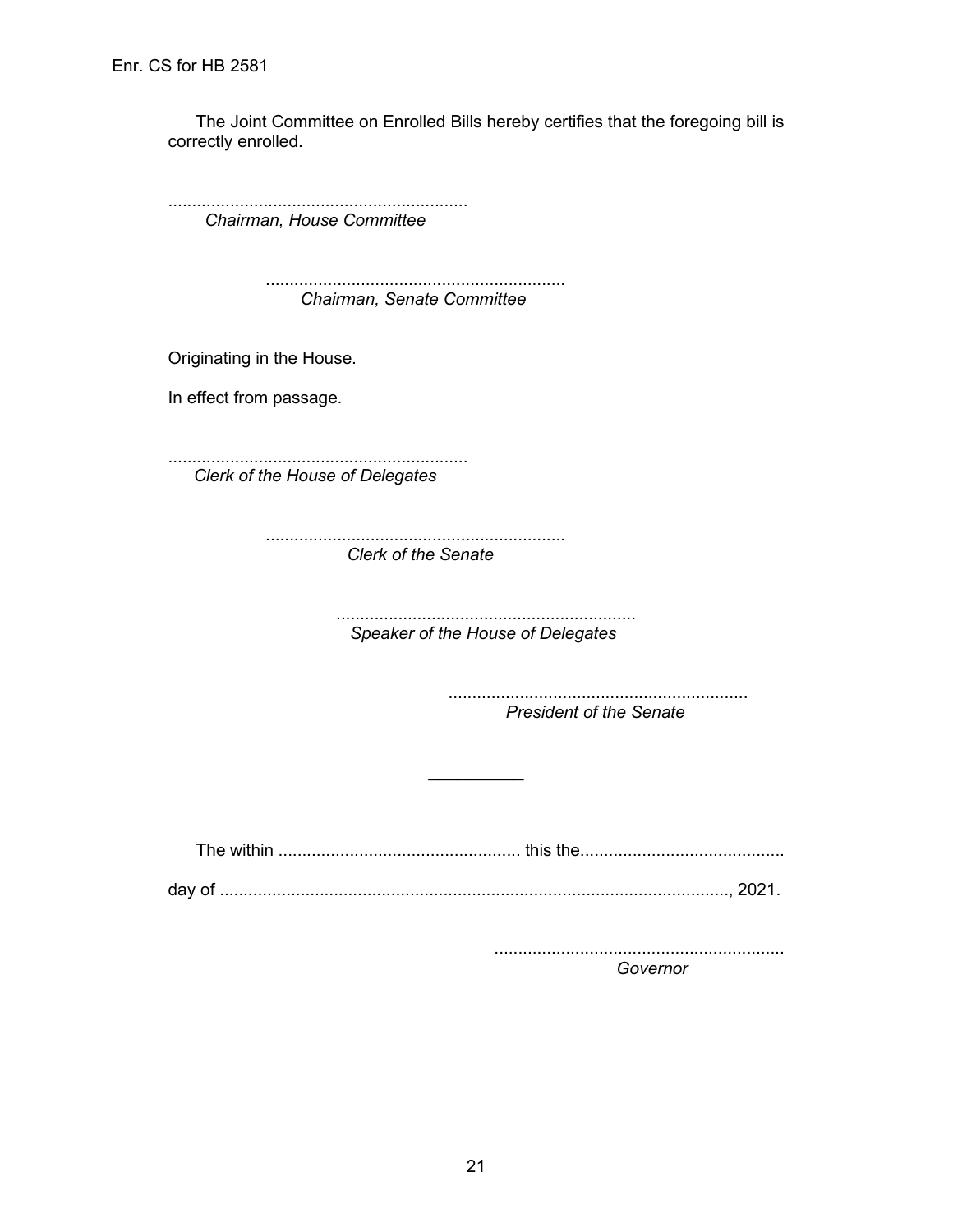The Joint Committee on Enrolled Bills hereby certifies that the foregoing bill is correctly enrolled.

...............................................................
*Chairman, House Committee*

...............................................................
*Chairman, Senate Committee*

Originating in the House.

In effect from passage.

...............................................................
*Clerk of the House of Delegates*

...............................................................
*Clerk of the Senate*

...............................................................
*Speaker of the House of Delegates*

...............................................................
*President of the Senate*

__________

The within .................................................. this the..........................................

day of ..........................................................................................................., 2021.

............................................................
*Governor*